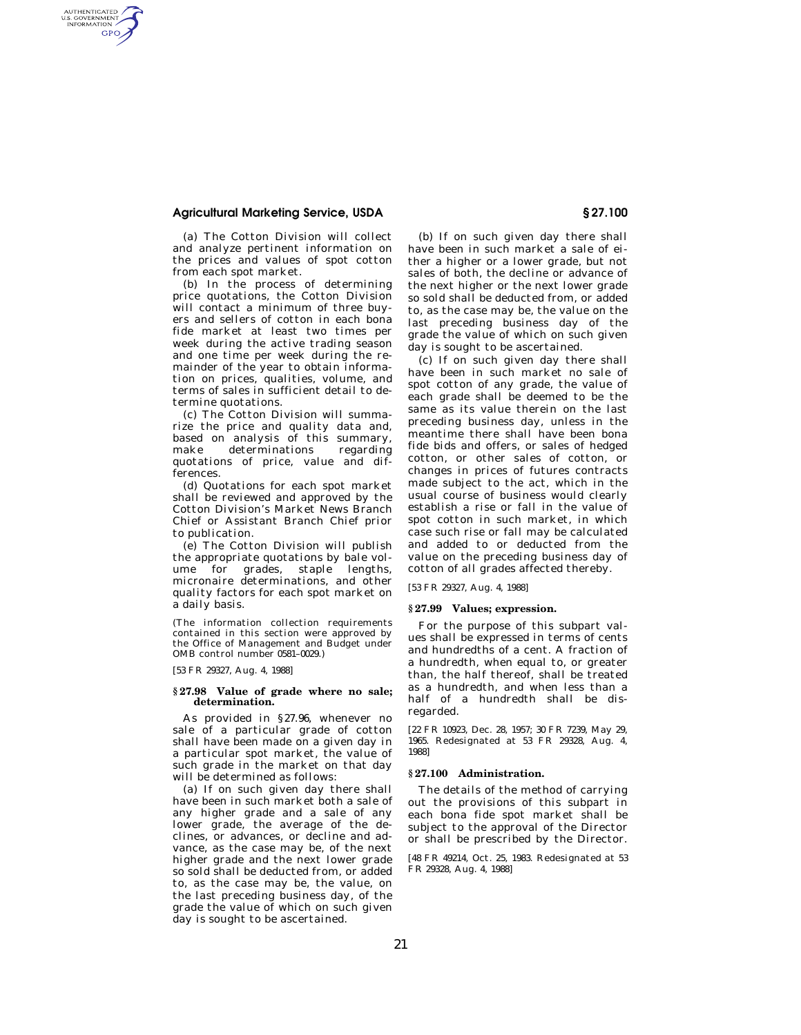(a) The Cotton Division will collect and analyze pertinent information on the prices and values of spot cotton from each spot market.

(b) In the process of determining price quotations, the Cotton Division will contact a minimum of three buyers and sellers of cotton in each bona fide market at least two times per week during the active trading season and one time per week during the remainder of the year to obtain information on prices, qualities, volume, and terms of sales in sufficient detail to determine quotations.

(c) The Cotton Division will summarize the price and quality data and, based on analysis of this summary, make determinations regarding quotations of price, value and differences.

(d) Quotations for each spot market shall be reviewed and approved by the Cotton Division's Market News Branch Chief or Assistant Branch Chief prior to publication.

(e) The Cotton Division will publish the appropriate quotations by bale volume for grades, staple lengths, micronaire determinations, and other quality factors for each spot market on a daily basis.

(The information collection requirements contained in this section were approved by the Office of Management and Budget under OMB control number 0581–0029.)

[53 FR 29327, Aug. 4, 1988]

### § 27.98 Value of grade where no sale; determination.

As provided in § 27.96, whenever no sale of a particular grade of cotton shall have been made on a given day in a particular spot market, the value of such grade in the market on that day will be determined as follows:

(a) If on such given day there shall have been in such market both a sale of any higher grade and a sale of any lower grade, the average of the declines, or advances, or decline and advance, as the case may be, of the next higher grade and the next lower grade so sold shall be deducted from, or added to, as the case may be, the value, on the last preceding business day, of the grade the value of which on such given day is sought to be ascertained.

(b) If on such given day there shall have been in such market a sale of either a higher or a lower grade, but not sales of both, the decline or advance of the next higher or the next lower grade so sold shall be deducted from, or added to, as the case may be, the value on the last preceding business day of the grade the value of which on such given day is sought to be ascertained.

(c) If on such given day there shall have been in such market no sale of spot cotton of any grade, the value of each grade shall be deemed to be the same as its value therein on the last preceding business day, unless in the meantime there shall have been bona fide bids and offers, or sales of hedged cotton, or other sales of cotton, or changes in prices of futures contracts made subject to the act, which in the usual course of business would clearly establish a rise or fall in the value of spot cotton in such market, in which case such rise or fall may be calculated and added to or deducted from the value on the preceding business day of cotton of all grades affected thereby.

[53 FR 29327, Aug. 4, 1988]

### § 27.99 Values; expression.

For the purpose of this subpart values shall be expressed in terms of cents and hundredths of a cent. A fraction of a hundredth, when equal to, or greater than, the half thereof, shall be treated as a hundredth, and when less than a half of a hundredth shall be disregarded.

[22 FR 10923, Dec. 28, 1957; 30 FR 7239, May 29, 1965. Redesignated at 53 FR 29328, Aug. 4, 1988]

### § 27.100 Administration.

The details of the method of carrying out the provisions of this subpart in each bona fide spot market shall be subject to the approval of the Director or shall be prescribed by the Director.

[48 FR 49214, Oct. 25, 1983. Redesignated at 53 FR 29328, Aug. 4, 1988]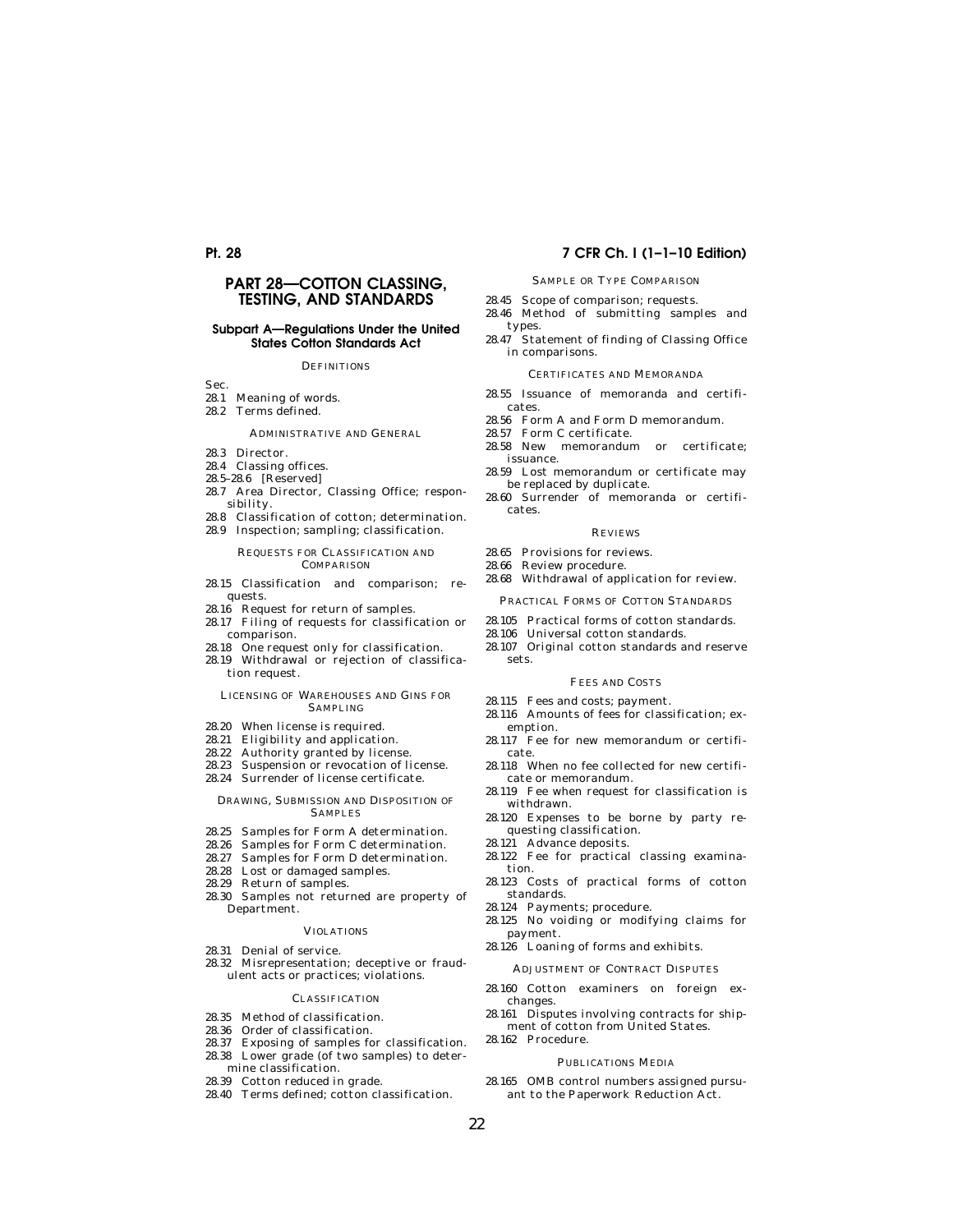# PART 28—COTTON CLASSING, TESTING, AND STANDARDS

## Subpart A—Regulations Under the United States Cotton Standards Act

DEFINITIONS

Sec.

28.1 Meaning of words.
28.2 Terms defined.

ADMINISTRATIVE AND GENERAL

28.3 Director.
28.4 Classing offices.
28.5–28.6 [Reserved]
28.7 Area Director, Classing Office; responsibility.
28.8 Classification of cotton; determination.
28.9 Inspection; sampling; classification.

REQUESTS FOR CLASSIFICATION AND COMPARISON

28.15 Classification and comparison; requests.
28.16 Request for return of samples.
28.17 Filing of requests for classification or comparison.
28.18 One request only for classification.
28.19 Withdrawal or rejection of classification request.

LICENSING OF WAREHOUSES AND GINS FOR SAMPLING

28.20 When license is required.
28.21 Eligibility and application.
28.22 Authority granted by license.
28.23 Suspension or revocation of license.
28.24 Surrender of license certificate.

DRAWING, SUBMISSION AND DISPOSITION OF SAMPLES

28.25 Samples for Form A determination.
28.26 Samples for Form C determination.
28.27 Samples for Form D determination.
28.28 Lost or damaged samples.
28.29 Return of samples.
28.30 Samples not returned are property of Department.

VIOLATIONS

28.31 Denial of service.
28.32 Misrepresentation; deceptive or fraudulent acts or practices; violations.

CLASSIFICATION

28.35 Method of classification.
28.36 Order of classification.
28.37 Exposing of samples for classification.
28.38 Lower grade (of two samples) to determine classification.
28.39 Cotton reduced in grade.
28.40 Terms defined; cotton classification.

SAMPLE OR TYPE COMPARISON

28.45 Scope of comparison; requests.
28.46 Method of submitting samples and types.
28.47 Statement of finding of Classing Office in comparisons.

CERTIFICATES AND MEMORANDA

28.55 Issuance of memoranda and certificates.
28.56 Form A and Form D memorandum.
28.57 Form C certificate.
28.58 New memorandum or certificate; issuance.
28.59 Lost memorandum or certificate may be replaced by duplicate.
28.60 Surrender of memoranda or certificates.

REVIEWS

28.65 Provisions for reviews.
28.66 Review procedure.
28.68 Withdrawal of application for review.

PRACTICAL FORMS OF COTTON STANDARDS

28.105 Practical forms of cotton standards.
28.106 Universal cotton standards.
28.107 Original cotton standards and reserve sets.

FEES AND COSTS

28.115 Fees and costs; payment.
28.116 Amounts of fees for classification; exemption.
28.117 Fee for new memorandum or certificate.
28.118 When no fee collected for new certificate or memorandum.
28.119 Fee when request for classification is withdrawn.
28.120 Expenses to be borne by party requesting classification.
28.121 Advance deposits.
28.122 Fee for practical classing examination.
28.123 Costs of practical forms of cotton standards.
28.124 Payments; procedure.
28.125 No voiding or modifying claims for payment.
28.126 Loaning of forms and exhibits.

ADJUSTMENT OF CONTRACT DISPUTES

28.160 Cotton examiners on foreign exchanges.
28.161 Disputes involving contracts for shipment of cotton from United States.
28.162 Procedure.

PUBLICATIONS MEDIA

28.165 OMB control numbers assigned pursuant to the Paperwork Reduction Act.